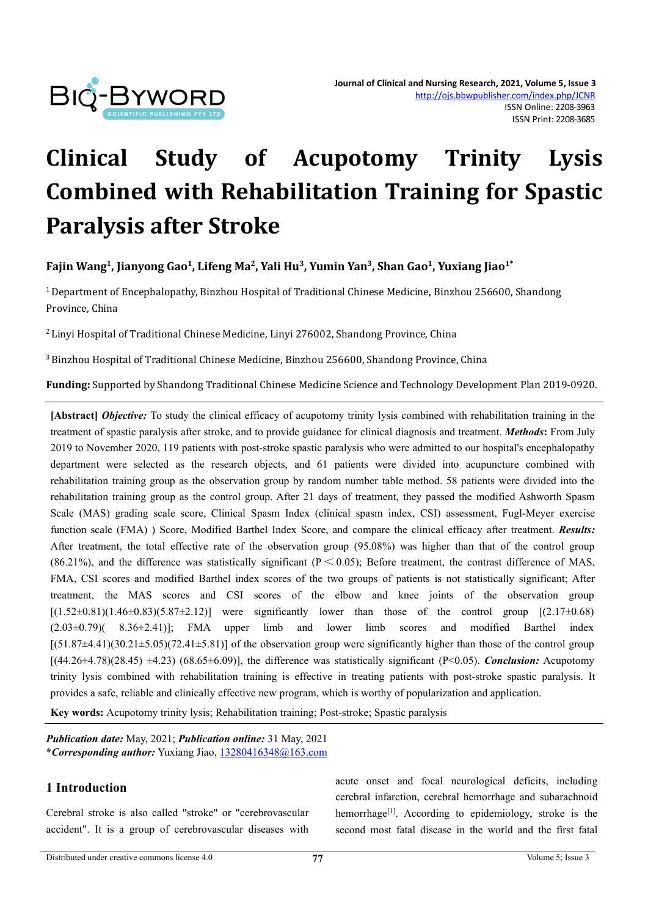# Clinical Study of Acupotomy Trinity Lysis Combined with Rehabilitation Training for Spastic Paralysis after Stroke

**Fajin Wang[1], Jianyong Gao[1], Lifeng Ma[2], Yali Hu[3], Yumin Yan[3], Shan Gao[1], Yuxiang Jiao[1*]**

[1] Department of Encephalopathy, Binzhou Hospital of Traditional Chinese Medicine, Binzhou 256600, Shandong Province, China

[2] Linyi Hospital of Traditional Chinese Medicine, Linyi 276002, Shandong Province, China

[3] Binzhou Hospital of Traditional Chinese Medicine, Binzhou 256600, Shandong Province, China

**Funding:** Supported by Shandong Traditional Chinese Medicine Science and Technology Development Plan 2019-0920.

**[Abstract]** ***Objective:*** To study the clinical efficacy of acupotomy trinity lysis combined with rehabilitation training in the treatment of spastic paralysis after stroke, and to provide guidance for clinical diagnosis and treatment. ***Methods*:** From July 2019 to November 2020, 119 patients with post-stroke spastic paralysis who were admitted to our hospital's encephalopathy department were selected as the research objects, and 61 patients were divided into acupuncture combined with rehabilitation training group as the observation group by random number table method. 58 patients were divided into the rehabilitation training group as the control group. After 21 days of treatment, they passed the modified Ashworth Spasm Scale (MAS) grading scale score, Clinical Spasm Index (clinical spasm index, CSI) assessment, Fugl-Meyer exercise function scale (FMA) ) Score, Modified Barthel Index Score, and compare the clinical efficacy after treatment. ***Results:*** After treatment, the total effective rate of the observation group (95.08%) was higher than that of the control group (86.21%), and the difference was statistically significant ($P < 0.05$); Before treatment, the contrast difference of MAS, FMA, CSI scores and modified Barthel index scores of the two groups of patients is not statistically significant; After treatment, the MAS scores and CSI scores of the elbow and knee joints of the observation group [(1.52±0.81)(1.46±0.83)(5.87±2.12)] were significantly lower than those of the control group [(2.17±0.68) (2.03±0.79)( 8.36±2.41)]; FMA upper limb and lower limb scores and modified Barthel index [(51.87±4.41)(30.21±5.05)(72.41±5.81)] of the observation group were significantly higher than those of the control group [(44.26±4.78)(28.45) ±4.23) (68.65±6.09)], the difference was statistically significant ($P<0.05$). ***Conclusion:*** Acupotomy trinity lysis combined with rehabilitation training is effective in treating patients with post-stroke spastic paralysis. It provides a safe, reliable and clinically effective new program, which is worthy of popularization and application.

**Key words:** Acupotomy trinity lysis; Rehabilitation training; Post-stroke; Spastic paralysis

***Publication date:*** May, 2021; ***Publication online:*** 31 May, 2021
***\*Corresponding author:*** Yuxiang Jiao, 13280416348@163.com

## 1 Introduction

Cerebral stroke is also called "stroke" or "cerebrovascular accident". It is a group of cerebrovascular diseases with acute onset and focal neurological deficits, including cerebral infarction, cerebral hemorrhage and subarachnoid hemorrhage[1]. According to epidemiology, stroke is the second most fatal disease in the world and the first fatal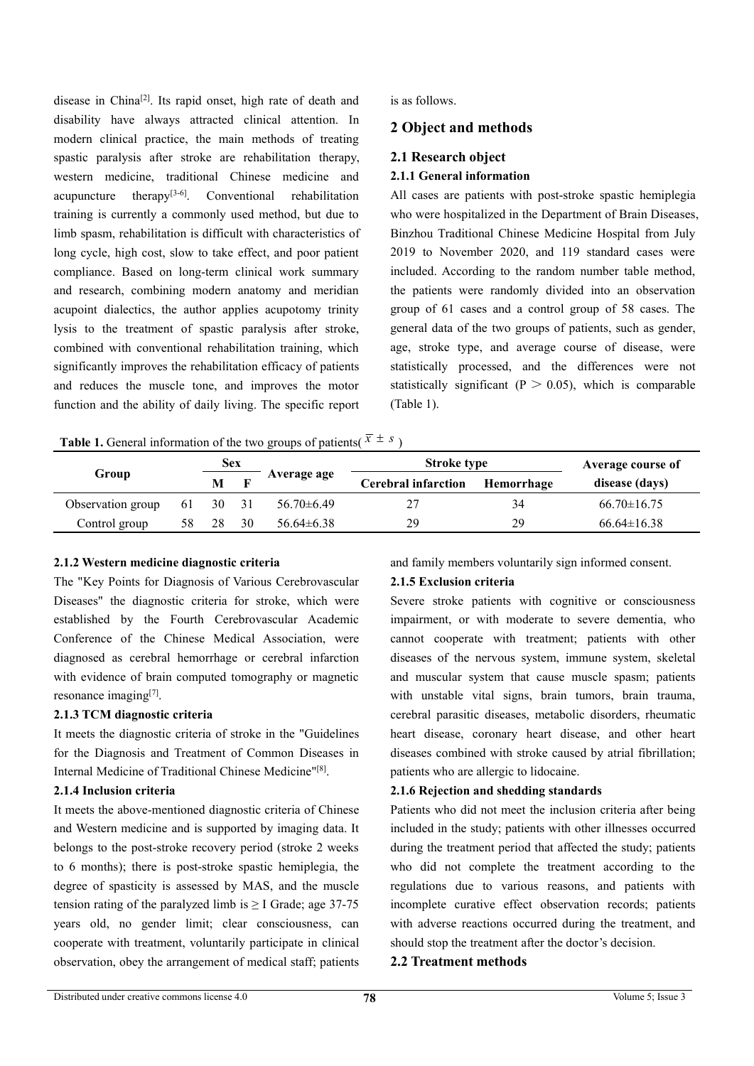disease in China[2]. Its rapid onset, high rate of death and disability have always attracted clinical attention. In modern clinical practice, the main methods of treating spastic paralysis after stroke are rehabilitation therapy, western medicine, traditional Chinese medicine and acupuncture therapy[3-6]. Conventional rehabilitation training is currently a commonly used method, but due to limb spasm, rehabilitation is difficult with characteristics of long cycle, high cost, slow to take effect, and poor patient compliance. Based on long-term clinical work summary and research, combining modern anatomy and meridian acupoint dialectics, the author applies acupotomy trinity lysis to the treatment of spastic paralysis after stroke, combined with conventional rehabilitation training, which significantly improves the rehabilitation efficacy of patients and reduces the muscle tone, and improves the motor function and the ability of daily living. The specific report is as follows.

## 2 Object and methods

### 2.1 Research object

#### 2.1.1 General information

All cases are patients with post-stroke spastic hemiplegia who were hospitalized in the Department of Brain Diseases, Binzhou Traditional Chinese Medicine Hospital from July 2019 to November 2020, and 119 standard cases were included. According to the random number table method, the patients were randomly divided into an observation group of 61 cases and a control group of 58 cases. The general data of the two groups of patients, such as gender, age, stroke type, and average course of disease, were statistically processed, and the differences were not statistically significant ($P > 0.05$), which is comparable (Table 1).

**Table 1.** General information of the two groups of patients($\bar{x} \pm s$)

| Group | | Sex | | Average age | Stroke type | | Average course of disease (days) |
|---|---|---|---|---|---|---|---|
| | | M | F | | Cerebral infarction | Hemorrhage | |
| Observation group | 61 | 30 | 31 | 56.70±6.49 | 27 | 34 | 66.70±16.75 |
| Control group | 58 | 28 | 30 | 56.64±6.38 | 29 | 29 | 66.64±16.38 |

#### 2.1.2 Western medicine diagnostic criteria

The "Key Points for Diagnosis of Various Cerebrovascular Diseases" the diagnostic criteria for stroke, which were established by the Fourth Cerebrovascular Academic Conference of the Chinese Medical Association, were diagnosed as cerebral hemorrhage or cerebral infarction with evidence of brain computed tomography or magnetic resonance imaging[7].

#### 2.1.3 TCM diagnostic criteria

It meets the diagnostic criteria of stroke in the "Guidelines for the Diagnosis and Treatment of Common Diseases in Internal Medicine of Traditional Chinese Medicine"[8].

#### 2.1.4 Inclusion criteria

It meets the above-mentioned diagnostic criteria of Chinese and Western medicine and is supported by imaging data. It belongs to the post-stroke recovery period (stroke 2 weeks to 6 months); there is post-stroke spastic hemiplegia, the degree of spasticity is assessed by MAS, and the muscle tension rating of the paralyzed limb is ≥ I Grade; age 37-75 years old, no gender limit; clear consciousness, can cooperate with treatment, voluntarily participate in clinical observation, obey the arrangement of medical staff; patients and family members voluntarily sign informed consent.

#### 2.1.5 Exclusion criteria

Severe stroke patients with cognitive or consciousness impairment, or with moderate to severe dementia, who cannot cooperate with treatment; patients with other diseases of the nervous system, immune system, skeletal and muscular system that cause muscle spasm; patients with unstable vital signs, brain tumors, brain trauma, cerebral parasitic diseases, metabolic disorders, rheumatic heart disease, coronary heart disease, and other heart diseases combined with stroke caused by atrial fibrillation; patients who are allergic to lidocaine.

#### 2.1.6 Rejection and shedding standards

Patients who did not meet the inclusion criteria after being included in the study; patients with other illnesses occurred during the treatment period that affected the study; patients who did not complete the treatment according to the regulations due to various reasons, and patients with incomplete curative effect observation records; patients with adverse reactions occurred during the treatment, and should stop the treatment after the doctor's decision.

### 2.2 Treatment methods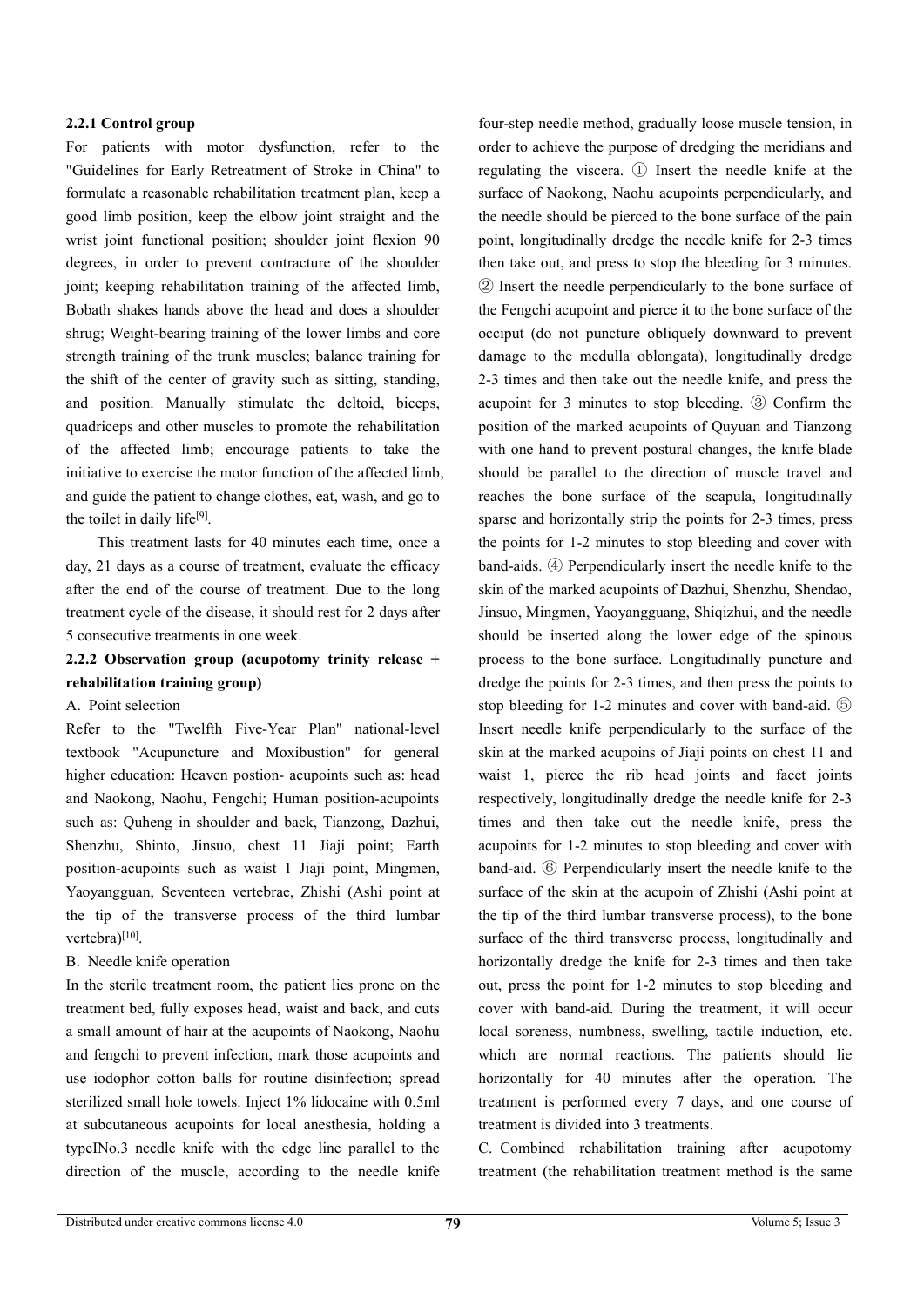### 2.2.1 Control group

For patients with motor dysfunction, refer to the "Guidelines for Early Retreatment of Stroke in China" to formulate a reasonable rehabilitation treatment plan, keep a good limb position, keep the elbow joint straight and the wrist joint functional position; shoulder joint flexion 90 degrees, in order to prevent contracture of the shoulder joint; keeping rehabilitation training of the affected limb, Bobath shakes hands above the head and does a shoulder shrug; Weight-bearing training of the lower limbs and core strength training of the trunk muscles; balance training for the shift of the center of gravity such as sitting, standing, and position. Manually stimulate the deltoid, biceps, quadriceps and other muscles to promote the rehabilitation of the affected limb; encourage patients to take the initiative to exercise the motor function of the affected limb, and guide the patient to change clothes, eat, wash, and go to the toilet in daily life[9].

This treatment lasts for 40 minutes each time, once a day, 21 days as a course of treatment, evaluate the efficacy after the end of the course of treatment. Due to the long treatment cycle of the disease, it should rest for 2 days after 5 consecutive treatments in one week.

### 2.2.2 Observation group (acupotomy trinity release + rehabilitation training group)

A. Point selection

Refer to the "Twelfth Five-Year Plan" national-level textbook "Acupuncture and Moxibustion" for general higher education: Heaven postion- acupoints such as: head and Naokong, Naohu, Fengchi; Human position-acupoints such as: Quheng in shoulder and back, Tianzong, Dazhui, Shenzhu, Shinto, Jinsuo, chest 11 Jiaji point; Earth position-acupoints such as waist 1 Jiaji point, Mingmen, Yaoyangguan, Seventeen vertebrae, Zhishi (Ashi point at the tip of the transverse process of the third lumbar vertebra)[10].

B. Needle knife operation

In the sterile treatment room, the patient lies prone on the treatment bed, fully exposes head, waist and back, and cuts a small amount of hair at the acupoints of Naokong, Naohu and fengchi to prevent infection, mark those acupoints and use iodophor cotton balls for routine disinfection; spread sterilized small hole towels. Inject 1% lidocaine with 0.5ml at subcutaneous acupoints for local anesthesia, holding a typeINo.3 needle knife with the edge line parallel to the direction of the muscle, according to the needle knife four-step needle method, gradually loose muscle tension, in order to achieve the purpose of dredging the meridians and regulating the viscera. ① Insert the needle knife at the surface of Naokong, Naohu acupoints perpendicularly, and the needle should be pierced to the bone surface of the pain point, longitudinally dredge the needle knife for 2-3 times then take out, and press to stop the bleeding for 3 minutes. ② Insert the needle perpendicularly to the bone surface of the Fengchi acupoint and pierce it to the bone surface of the occiput (do not puncture obliquely downward to prevent damage to the medulla oblongata), longitudinally dredge 2-3 times and then take out the needle knife, and press the acupoint for 3 minutes to stop bleeding. ③ Confirm the position of the marked acupoints of Quyuan and Tianzong with one hand to prevent postural changes, the knife blade should be parallel to the direction of muscle travel and reaches the bone surface of the scapula, longitudinally sparse and horizontally strip the points for 2-3 times, press the points for 1-2 minutes to stop bleeding and cover with band-aids. ④ Perpendicularly insert the needle knife to the skin of the marked acupoints of Dazhui, Shenzhu, Shendao, Jinsuo, Mingmen, Yaoyangguang, Shiqizhui, and the needle should be inserted along the lower edge of the spinous process to the bone surface. Longitudinally puncture and dredge the points for 2-3 times, and then press the points to stop bleeding for 1-2 minutes and cover with band-aid. ⑤ Insert needle knife perpendicularly to the surface of the skin at the marked acupoins of Jiaji points on chest 11 and waist 1, pierce the rib head joints and facet joints respectively, longitudinally dredge the needle knife for 2-3 times and then take out the needle knife, press the acupoints for 1-2 minutes to stop bleeding and cover with band-aid. ⑥ Perpendicularly insert the needle knife to the surface of the skin at the acupoin of Zhishi (Ashi point at the tip of the third lumbar transverse process), to the bone surface of the third transverse process, longitudinally and horizontally dredge the knife for 2-3 times and then take out, press the point for 1-2 minutes to stop bleeding and cover with band-aid. During the treatment, it will occur local soreness, numbness, swelling, tactile induction, etc. which are normal reactions. The patients should lie horizontally for 40 minutes after the operation. The treatment is performed every 7 days, and one course of treatment is divided into 3 treatments.

C. Combined rehabilitation training after acupotomy treatment (the rehabilitation treatment method is the same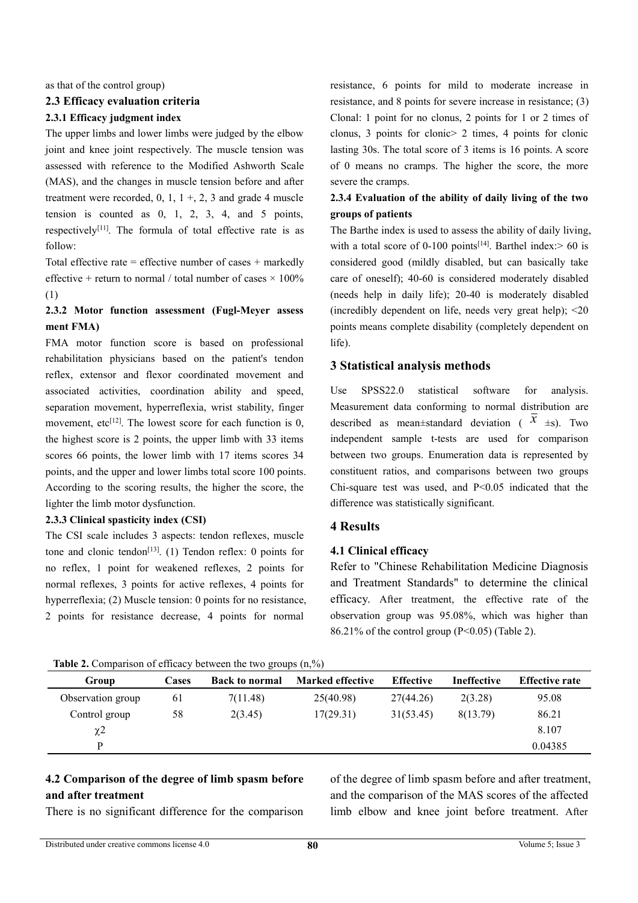as that of the control group)

### 2.3 Efficacy evaluation criteria

#### 2.3.1 Efficacy judgment index

The upper limbs and lower limbs were judged by the elbow joint and knee joint respectively. The muscle tension was assessed with reference to the Modified Ashworth Scale (MAS), and the changes in muscle tension before and after treatment were recorded, 0, 1, 1 +, 2, 3 and grade 4 muscle tension is counted as 0, 1, 2, 3, 4, and 5 points, respectively[11]. The formula of total effective rate is as follow:

Total effective rate = effective number of cases + markedly effective + return to normal / total number of cases × 100% (1)

#### 2.3.2 Motor function assessment (Fugl-Meyer assess ment FMA)

FMA motor function score is based on professional rehabilitation physicians based on the patient's tendon reflex, extensor and flexor coordinated movement and associated activities, coordination ability and speed, separation movement, hyperreflexia, wrist stability, finger movement, etc[12]. The lowest score for each function is 0, the highest score is 2 points, the upper limb with 33 items scores 66 points, the lower limb with 17 items scores 34 points, and the upper and lower limbs total score 100 points. According to the scoring results, the higher the score, the lighter the limb motor dysfunction.

#### 2.3.3 Clinical spasticity index (CSI)

The CSI scale includes 3 aspects: tendon reflexes, muscle tone and clonic tendon[13]. (1) Tendon reflex: 0 points for no reflex, 1 point for weakened reflexes, 2 points for normal reflexes, 3 points for active reflexes, 4 points for hyperreflexia; (2) Muscle tension: 0 points for no resistance, 2 points for resistance decrease, 4 points for normal resistance, 6 points for mild to moderate increase in resistance, and 8 points for severe increase in resistance; (3) Clonal: 1 point for no clonus, 2 points for 1 or 2 times of clonus, 3 points for clonic> 2 times, 4 points for clonic lasting 30s. The total score of 3 items is 16 points. A score of 0 means no cramps. The higher the score, the more severe the cramps.

#### 2.3.4 Evaluation of the ability of daily living of the two groups of patients

The Barthe index is used to assess the ability of daily living, with a total score of 0-100 points[14]. Barthel index:> 60 is considered good (mildly disabled, but can basically take care of oneself); 40-60 is considered moderately disabled (needs help in daily life); 20-40 is moderately disabled (incredibly dependent on life, needs very great help); <20 points means complete disability (completely dependent on life).

## 3 Statistical analysis methods

Use SPSS22.0 statistical software for analysis. Measurement data conforming to normal distribution are described as mean±standard deviation ( $\bar{x}$ ±s). Two independent sample t-tests are used for comparison between two groups. Enumeration data is represented by constituent ratios, and comparisons between two groups Chi-square test was used, and P<0.05 indicated that the difference was statistically significant.

## 4 Results

### 4.1 Clinical efficacy

Refer to "Chinese Rehabilitation Medicine Diagnosis and Treatment Standards" to determine the clinical efficacy. After treatment, the effective rate of the observation group was 95.08%, which was higher than 86.21% of the control group (P<0.05) (Table 2).

**Table 2.** Comparison of efficacy between the two groups (n,%)

| Group | Cases | Back to normal | Marked effective | Effective | Ineffective | Effective rate |
|---|---|---|---|---|---|---|
| Observation group | 61 | 7(11.48) | 25(40.98) | 27(44.26) | 2(3.28) | 95.08 |
| Control group | 58 | 2(3.45) | 17(29.31) | 31(53.45) | 8(13.79) | 86.21 |
| $\chi 2$ | | | | | | 8.107 |
| P | | | | | | 0.04385 |

### 4.2 Comparison of the degree of limb spasm before and after treatment

There is no significant difference for the comparison of the degree of limb spasm before and after treatment, and the comparison of the MAS scores of the affected limb elbow and knee joint before treatment. After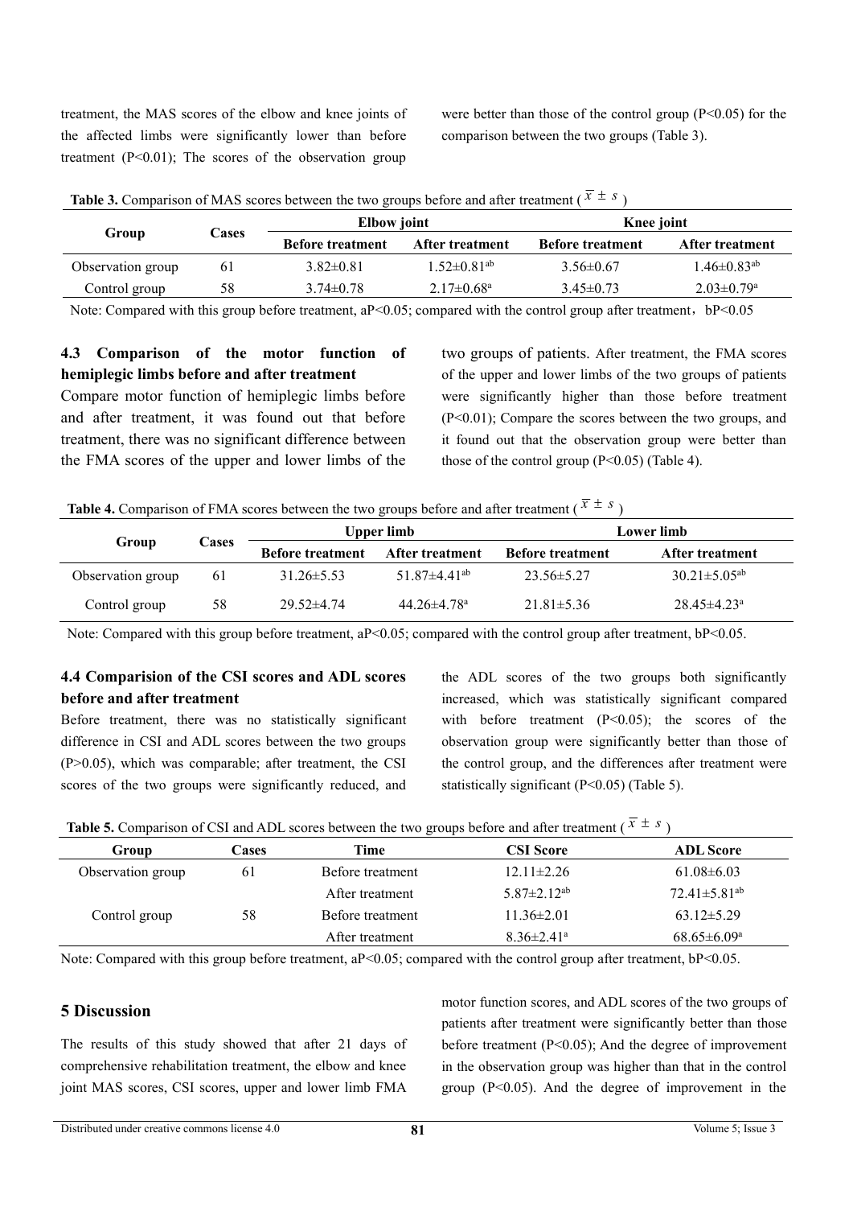treatment, the MAS scores of the elbow and knee joints of the affected limbs were significantly lower than before treatment ($P<0.01$); The scores of the observation group were better than those of the control group ($P<0.05$) for the comparison between the two groups (Table 3).

**Table 3.** Comparison of MAS scores between the two groups before and after treatment ($\bar{x} \pm s$)

| Group | Cases | Elbow joint | | Knee joint | |
|---|---|---|---|---|---|
| | | Before treatment | After treatment | Before treatment | After treatment |
| Observation group | 61 | 3.82±0.81 | 1.52±0.81[ab] | 3.56±0.67 | 1.46±0.83[ab] |
| Control group | 58 | 3.74±0.78 | 2.17±0.68[a] | 3.45±0.73 | 2.03±0.79[a] |

Note: Compared with this group before treatment, a$P<0.05$; compared with the control group after treatment，b$P<0.05$

### 4.3 Comparison of the motor function of hemiplegic limbs before and after treatment

Compare motor function of hemiplegic limbs before and after treatment, it was found out that before treatment, there was no significant difference between the FMA scores of the upper and lower limbs of the two groups of patients. After treatment, the FMA scores of the upper and lower limbs of the two groups of patients were significantly higher than those before treatment ($P<0.01$); Compare the scores between the two groups, and it found out that the observation group were better than those of the control group ($P<0.05$) (Table 4).

**Table 4.** Comparison of FMA scores between the two groups before and after treatment ($\bar{x} \pm s$)

| Group | Cases | Upper limb | | Lower limb | |
|---|---|---|---|---|---|
| | | Before treatment | After treatment | Before treatment | After treatment |
| Observation group | 61 | 31.26±5.53 | 51.87±4.41[ab] | 23.56±5.27 | 30.21±5.05[ab] |
| Control group | 58 | 29.52±4.74 | 44.26±4.78[a] | 21.81±5.36 | 28.45±4.23[a] |

Note: Compared with this group before treatment, a$P<0.05$; compared with the control group after treatment, b$P<0.05$.

### 4.4 Comparision of the CSI scores and ADL scores before and after treatment

Before treatment, there was no statistically significant difference in CSI and ADL scores between the two groups ($P>0.05$), which was comparable; after treatment, the CSI scores of the two groups were significantly reduced, and the ADL scores of the two groups both significantly increased, which was statistically significant compared with before treatment ($P<0.05$); the scores of the observation group were significantly better than those of the control group, and the differences after treatment were statistically significant ($P<0.05$) (Table 5).

**Table 5.** Comparison of CSI and ADL scores between the two groups before and after treatment ($\bar{x} \pm s$)

| Group | Cases | Time | CSI Score | ADL Score |
|---|---|---|---|---|
| Observation group | 61 | Before treatment | 12.11±2.26 | 61.08±6.03 |
| | | After treatment | 5.87±2.12[ab] | 72.41±5.81[ab] |
| Control group | 58 | Before treatment | 11.36±2.01 | 63.12±5.29 |
| | | After treatment | 8.36±2.41[a] | 68.65±6.09[a] |

Note: Compared with this group before treatment, a$P<0.05$; compared with the control group after treatment, b$P<0.05$.

## 5 Discussion

The results of this study showed that after 21 days of comprehensive rehabilitation treatment, the elbow and knee joint MAS scores, CSI scores, upper and lower limb FMA motor function scores, and ADL scores of the two groups of patients after treatment were significantly better than those before treatment ($P<0.05$); And the degree of improvement in the observation group was higher than that in the control group ($P<0.05$). And the degree of improvement in the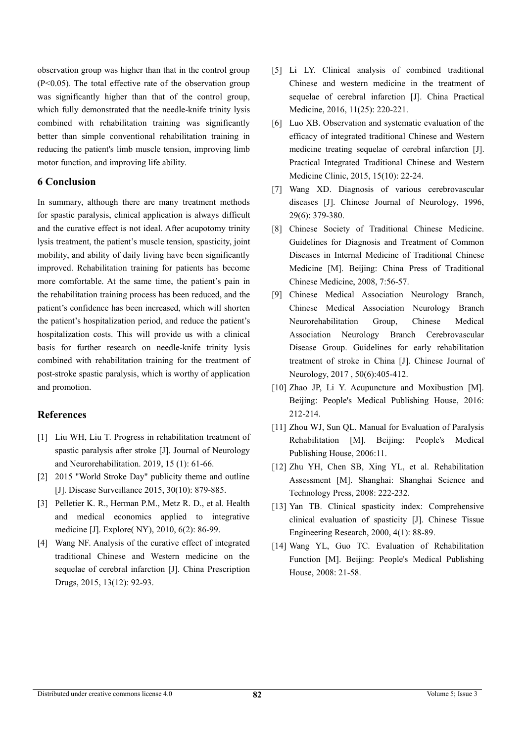observation group was higher than that in the control group ($P<0.05$). The total effective rate of the observation group was significantly higher than that of the control group, which fully demonstrated that the needle-knife trinity lysis combined with rehabilitation training was significantly better than simple conventional rehabilitation training in reducing the patient's limb muscle tension, improving limb motor function, and improving life ability.

## 6 Conclusion

In summary, although there are many treatment methods for spastic paralysis, clinical application is always difficult and the curative effect is not ideal. After acupotomy trinity lysis treatment, the patient's muscle tension, spasticity, joint mobility, and ability of daily living have been significantly improved. Rehabilitation training for patients has become more comfortable. At the same time, the patient's pain in the rehabilitation training process has been reduced, and the patient's confidence has been increased, which will shorten the patient's hospitalization period, and reduce the patient's hospitalization costs. This will provide us with a clinical basis for further research on needle-knife trinity lysis combined with rehabilitation training for the treatment of post-stroke spastic paralysis, which is worthy of application and promotion.

## References

[1] Liu WH, Liu T. Progress in rehabilitation treatment of spastic paralysis after stroke [J]. Journal of Neurology and Neurorehabilitation. 2019, 15 (1): 61-66.

[2] 2015 "World Stroke Day" publicity theme and outline [J]. Disease Surveillance 2015, 30(10): 879-885.

[3] Pelletier K. R., Herman P.M., Metz R. D., et al. Health and medical economics applied to integrative medicine [J]. Explore( NY), 2010, 6(2): 86-99.

[4] Wang NF. Analysis of the curative effect of integrated traditional Chinese and Western medicine on the sequelae of cerebral infarction [J]. China Prescription Drugs, 2015, 13(12): 92-93.

[5] Li LY. Clinical analysis of combined traditional Chinese and western medicine in the treatment of sequelae of cerebral infarction [J]. China Practical Medicine, 2016, 11(25): 220-221.

[6] Luo XB. Observation and systematic evaluation of the efficacy of integrated traditional Chinese and Western medicine treating sequelae of cerebral infarction [J]. Practical Integrated Traditional Chinese and Western Medicine Clinic, 2015, 15(10): 22-24.

[7] Wang XD. Diagnosis of various cerebrovascular diseases [J]. Chinese Journal of Neurology, 1996, 29(6): 379-380.

[8] Chinese Society of Traditional Chinese Medicine. Guidelines for Diagnosis and Treatment of Common Diseases in Internal Medicine of Traditional Chinese Medicine [M]. Beijing: China Press of Traditional Chinese Medicine, 2008, 7:56-57.

[9] Chinese Medical Association Neurology Branch, Chinese Medical Association Neurology Branch Neurorehabilitation Group, Chinese Medical Association Neurology Branch Cerebrovascular Disease Group. Guidelines for early rehabilitation treatment of stroke in China [J]. Chinese Journal of Neurology, 2017 , 50(6):405-412.

[10] Zhao JP, Li Y. Acupuncture and Moxibustion [M]. Beijing: People's Medical Publishing House, 2016: 212-214.

[11] Zhou WJ, Sun QL. Manual for Evaluation of Paralysis Rehabilitation [M]. Beijing: People's Medical Publishing House, 2006:11.

[12] Zhu YH, Chen SB, Xing YL, et al. Rehabilitation Assessment [M]. Shanghai: Shanghai Science and Technology Press, 2008: 222-232.

[13] Yan TB. Clinical spasticity index: Comprehensive clinical evaluation of spasticity [J]. Chinese Tissue Engineering Research, 2000, 4(1): 88-89.

[14] Wang YL, Guo TC. Evaluation of Rehabilitation Function [M]. Beijing: People's Medical Publishing House, 2008: 21-58.